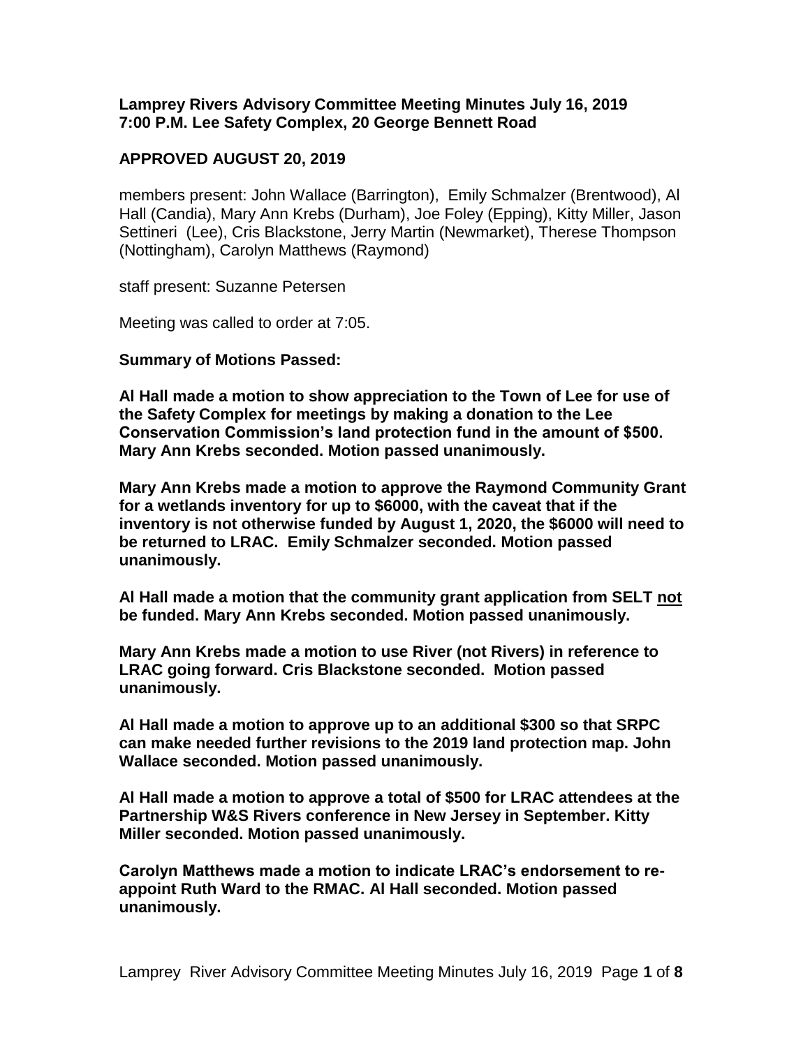**Lamprey Rivers Advisory Committee Meeting Minutes July 16, 2019**
**7:00 P.M. Lee Safety Complex, 20 George Bennett Road**

**APPROVED AUGUST 20, 2019**

members present: John Wallace (Barrington), Emily Schmalzer (Brentwood), Al Hall (Candia), Mary Ann Krebs (Durham), Joe Foley (Epping), Kitty Miller, Jason Settineri (Lee), Cris Blackstone, Jerry Martin (Newmarket), Therese Thompson (Nottingham), Carolyn Matthews (Raymond)

staff present: Suzanne Petersen

Meeting was called to order at 7:05.

**Summary of Motions Passed:**

**Al Hall made a motion to show appreciation to the Town of Lee for use of the Safety Complex for meetings by making a donation to the Lee Conservation Commission's land protection fund in the amount of $500. Mary Ann Krebs seconded. Motion passed unanimously.**

**Mary Ann Krebs made a motion to approve the Raymond Community Grant for a wetlands inventory for up to $6000, with the caveat that if the inventory is not otherwise funded by August 1, 2020, the $6000 will need to be returned to LRAC. Emily Schmalzer seconded. Motion passed unanimously.**

**Al Hall made a motion that the community grant application from SELT <u>not</u> be funded. Mary Ann Krebs seconded. Motion passed unanimously.**

**Mary Ann Krebs made a motion to use River (not Rivers) in reference to LRAC going forward. Cris Blackstone seconded. Motion passed unanimously.**

**Al Hall made a motion to approve up to an additional $300 so that SRPC can make needed further revisions to the 2019 land protection map. John Wallace seconded. Motion passed unanimously.**

**Al Hall made a motion to approve a total of $500 for LRAC attendees at the Partnership W&S Rivers conference in New Jersey in September. Kitty Miller seconded. Motion passed unanimously.**

**Carolyn Matthews made a motion to indicate LRAC's endorsement to re-appoint Ruth Ward to the RMAC. Al Hall seconded. Motion passed unanimously.**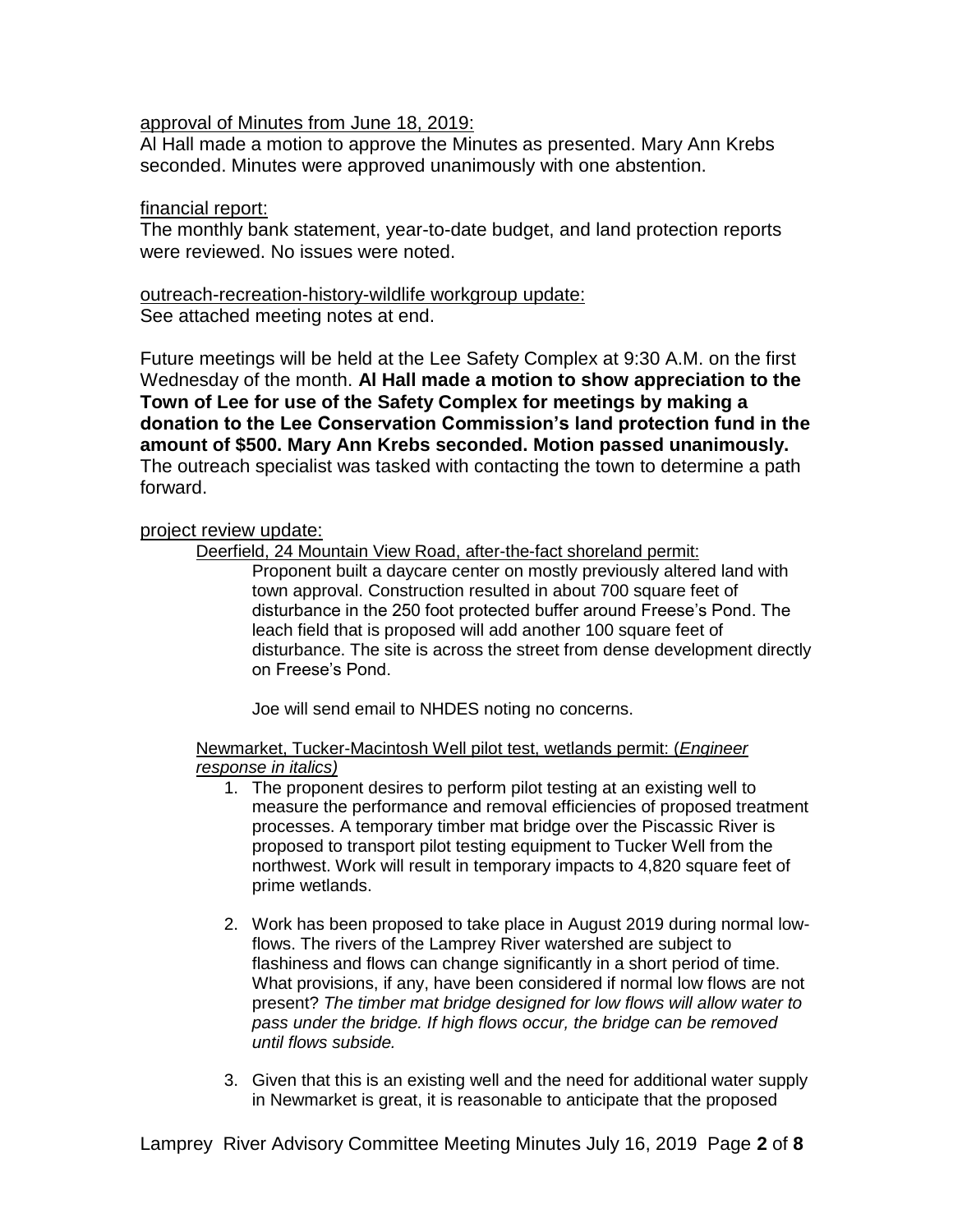<u>approval of Minutes from June 18, 2019:</u>

Al Hall made a motion to approve the Minutes as presented. Mary Ann Krebs seconded. Minutes were approved unanimously with one abstention.

<u>financial report:</u>

The monthly bank statement, year-to-date budget, and land protection reports were reviewed. No issues were noted.

<u>outreach-recreation-history-wildlife workgroup update:</u>

See attached meeting notes at end.

Future meetings will be held at the Lee Safety Complex at 9:30 A.M. on the first Wednesday of the month. **Al Hall made a motion to show appreciation to the Town of Lee for use of the Safety Complex for meetings by making a donation to the Lee Conservation Commission's land protection fund in the amount of $500. Mary Ann Krebs seconded. Motion passed unanimously.** The outreach specialist was tasked with contacting the town to determine a path forward.

<u>project review update:</u>

<u>Deerfield, 24 Mountain View Road, after-the-fact shoreland permit:</u>

Proponent built a daycare center on mostly previously altered land with town approval. Construction resulted in about 700 square feet of disturbance in the 250 foot protected buffer around Freese's Pond. The leach field that is proposed will add another 100 square feet of disturbance. The site is across the street from dense development directly on Freese's Pond.

Joe will send email to NHDES noting no concerns.

<u>Newmarket, Tucker-Macintosh Well pilot test, wetlands permit: (*Engineer response in italics)*</u>

1. The proponent desires to perform pilot testing at an existing well to measure the performance and removal efficiencies of proposed treatment processes. A temporary timber mat bridge over the Piscassic River is proposed to transport pilot testing equipment to Tucker Well from the northwest. Work will result in temporary impacts to 4,820 square feet of prime wetlands.

2. Work has been proposed to take place in August 2019 during normal low-flows. The rivers of the Lamprey River watershed are subject to flashiness and flows can change significantly in a short period of time. What provisions, if any, have been considered if normal low flows are not present? *The timber mat bridge designed for low flows will allow water to pass under the bridge. If high flows occur, the bridge can be removed until flows subside.*

3. Given that this is an existing well and the need for additional water supply in Newmarket is great, it is reasonable to anticipate that the proposed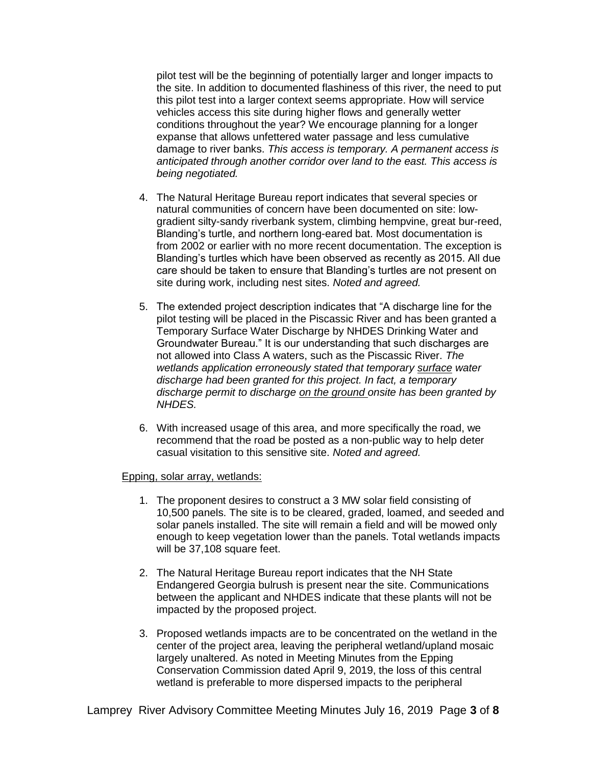pilot test will be the beginning of potentially larger and longer impacts to the site. In addition to documented flashiness of this river, the need to put this pilot test into a larger context seems appropriate. How will service vehicles access this site during higher flows and generally wetter conditions throughout the year? We encourage planning for a longer expanse that allows unfettered water passage and less cumulative damage to river banks. *This access is temporary. A permanent access is anticipated through another corridor over land to the east. This access is being negotiated.*

4. The Natural Heritage Bureau report indicates that several species or natural communities of concern have been documented on site: low-gradient silty-sandy riverbank system, climbing hempvine, great bur-reed, Blanding's turtle, and northern long-eared bat. Most documentation is from 2002 or earlier with no more recent documentation. The exception is Blanding's turtles which have been observed as recently as 2015. All due care should be taken to ensure that Blanding's turtles are not present on site during work, including nest sites. *Noted and agreed.*

5. The extended project description indicates that "A discharge line for the pilot testing will be placed in the Piscassic River and has been granted a Temporary Surface Water Discharge by NHDES Drinking Water and Groundwater Bureau." It is our understanding that such discharges are not allowed into Class A waters, such as the Piscassic River. *The wetlands application erroneously stated that temporary <u>surface</u> water discharge had been granted for this project. In fact, a temporary discharge permit to discharge <u>on the ground</u> onsite has been granted by NHDES.*

6. With increased usage of this area, and more specifically the road, we recommend that the road be posted as a non-public way to help deter casual visitation to this sensitive site. *Noted and agreed.*

<u>Epping, solar array, wetlands:</u>

1. The proponent desires to construct a 3 MW solar field consisting of 10,500 panels. The site is to be cleared, graded, loamed, and seeded and solar panels installed. The site will remain a field and will be mowed only enough to keep vegetation lower than the panels. Total wetlands impacts will be 37,108 square feet.

2. The Natural Heritage Bureau report indicates that the NH State Endangered Georgia bulrush is present near the site. Communications between the applicant and NHDES indicate that these plants will not be impacted by the proposed project.

3. Proposed wetlands impacts are to be concentrated on the wetland in the center of the project area, leaving the peripheral wetland/upland mosaic largely unaltered. As noted in Meeting Minutes from the Epping Conservation Commission dated April 9, 2019, the loss of this central wetland is preferable to more dispersed impacts to the peripheral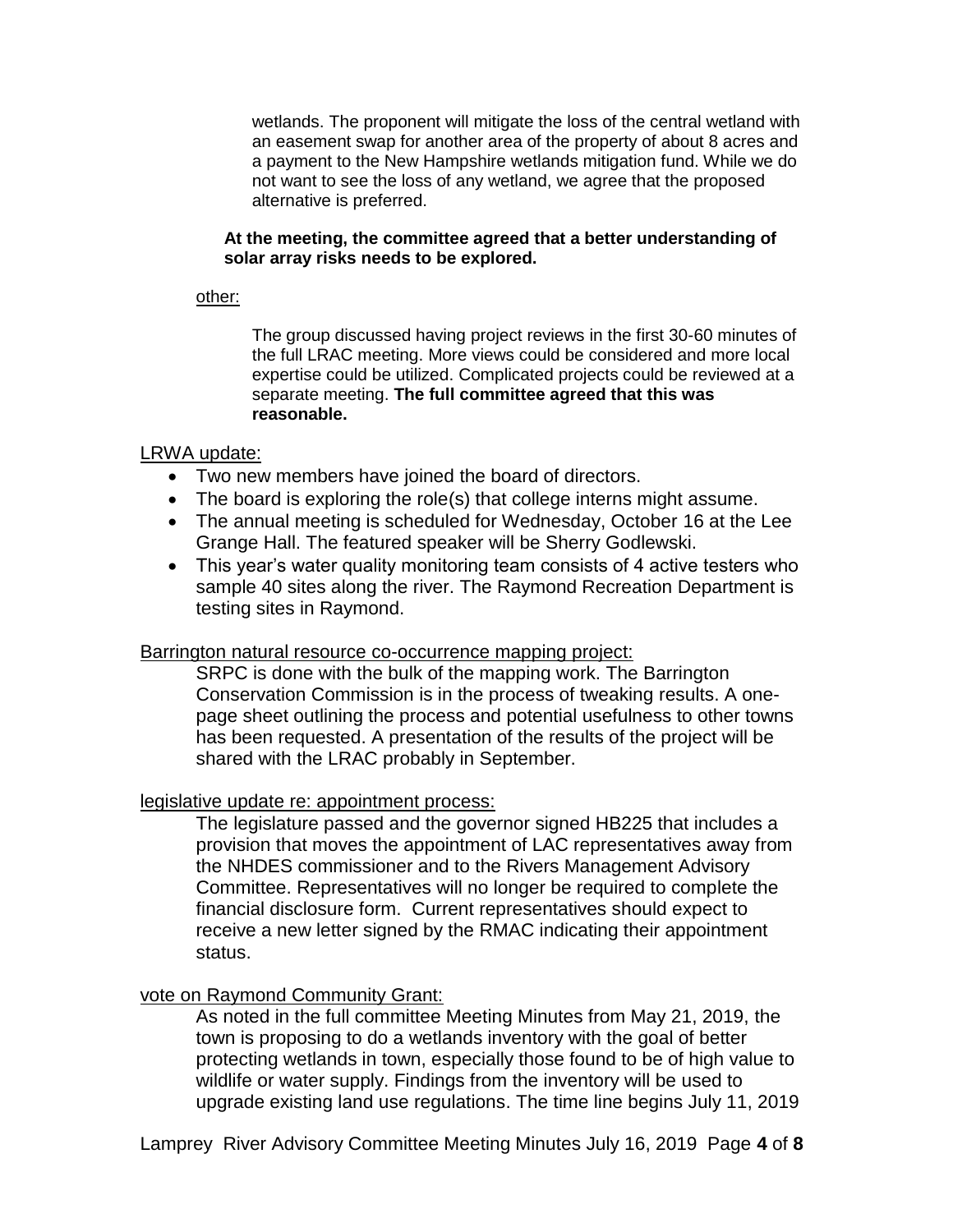wetlands. The proponent will mitigate the loss of the central wetland with an easement swap for another area of the property of about 8 acres and a payment to the New Hampshire wetlands mitigation fund. While we do not want to see the loss of any wetland, we agree that the proposed alternative is preferred.

**At the meeting, the committee agreed that a better understanding of solar array risks needs to be explored.**

<u>other:</u>

The group discussed having project reviews in the first 30-60 minutes of the full LRAC meeting. More views could be considered and more local expertise could be utilized. Complicated projects could be reviewed at a separate meeting. **The full committee agreed that this was reasonable.**

<u>LRWA update:</u>

- Two new members have joined the board of directors.
- The board is exploring the role(s) that college interns might assume.
- The annual meeting is scheduled for Wednesday, October 16 at the Lee Grange Hall. The featured speaker will be Sherry Godlewski.
- This year's water quality monitoring team consists of 4 active testers who sample 40 sites along the river. The Raymond Recreation Department is testing sites in Raymond.

<u>Barrington natural resource co-occurrence mapping project:</u>

SRPC is done with the bulk of the mapping work. The Barrington Conservation Commission is in the process of tweaking results. A one-page sheet outlining the process and potential usefulness to other towns has been requested. A presentation of the results of the project will be shared with the LRAC probably in September.

<u>legislative update re: appointment process:</u>

The legislature passed and the governor signed HB225 that includes a provision that moves the appointment of LAC representatives away from the NHDES commissioner and to the Rivers Management Advisory Committee. Representatives will no longer be required to complete the financial disclosure form. Current representatives should expect to receive a new letter signed by the RMAC indicating their appointment status.

<u>vote on Raymond Community Grant:</u>

As noted in the full committee Meeting Minutes from May 21, 2019, the town is proposing to do a wetlands inventory with the goal of better protecting wetlands in town, especially those found to be of high value to wildlife or water supply. Findings from the inventory will be used to upgrade existing land use regulations. The time line begins July 11, 2019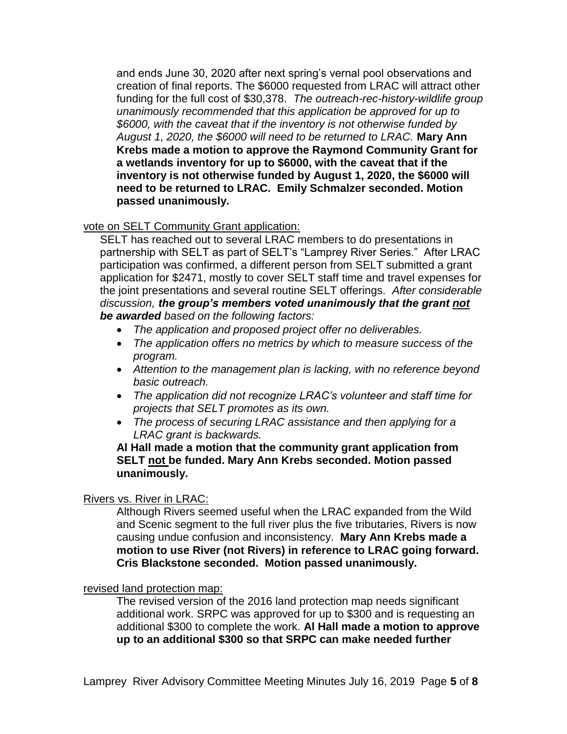and ends June 30, 2020 after next spring's vernal pool observations and creation of final reports. The $6000 requested from LRAC will attract other funding for the full cost of $30,378. *The outreach-rec-history-wildlife group unanimously recommended that this application be approved for up to $6000, with the caveat that if the inventory is not otherwise funded by August 1, 2020, the $6000 will need to be returned to LRAC.* **Mary Ann Krebs made a motion to approve the Raymond Community Grant for a wetlands inventory for up to $6000, with the caveat that if the inventory is not otherwise funded by August 1, 2020, the $6000 will need to be returned to LRAC. Emily Schmalzer seconded. Motion passed unanimously.**

<u>vote on SELT Community Grant application:</u>

SELT has reached out to several LRAC members to do presentations in partnership with SELT as part of SELT's "Lamprey River Series." After LRAC participation was confirmed, a different person from SELT submitted a grant application for $2471, mostly to cover SELT staff time and travel expenses for the joint presentations and several routine SELT offerings. *After considerable discussion,* ***the group's members voted unanimously that the grant <u>not</u> be awarded*** *based on the following factors:*

- *The application and proposed project offer no deliverables.*
- *The application offers no metrics by which to measure success of the program.*
- *Attention to the management plan is lacking, with no reference beyond basic outreach.*
- *The application did not recognize LRAC's volunteer and staff time for projects that SELT promotes as its own.*
- *The process of securing LRAC assistance and then applying for a LRAC grant is backwards.*

**Al Hall made a motion that the community grant application from SELT <u>not</u> be funded. Mary Ann Krebs seconded. Motion passed unanimously.**

<u>Rivers vs. River in LRAC:</u>

Although Rivers seemed useful when the LRAC expanded from the Wild and Scenic segment to the full river plus the five tributaries, Rivers is now causing undue confusion and inconsistency. **Mary Ann Krebs made a motion to use River (not Rivers) in reference to LRAC going forward. Cris Blackstone seconded. Motion passed unanimously.**

<u>revised land protection map:</u>

The revised version of the 2016 land protection map needs significant additional work. SRPC was approved for up to $300 and is requesting an additional $300 to complete the work. **Al Hall made a motion to approve up to an additional $300 so that SRPC can make needed further**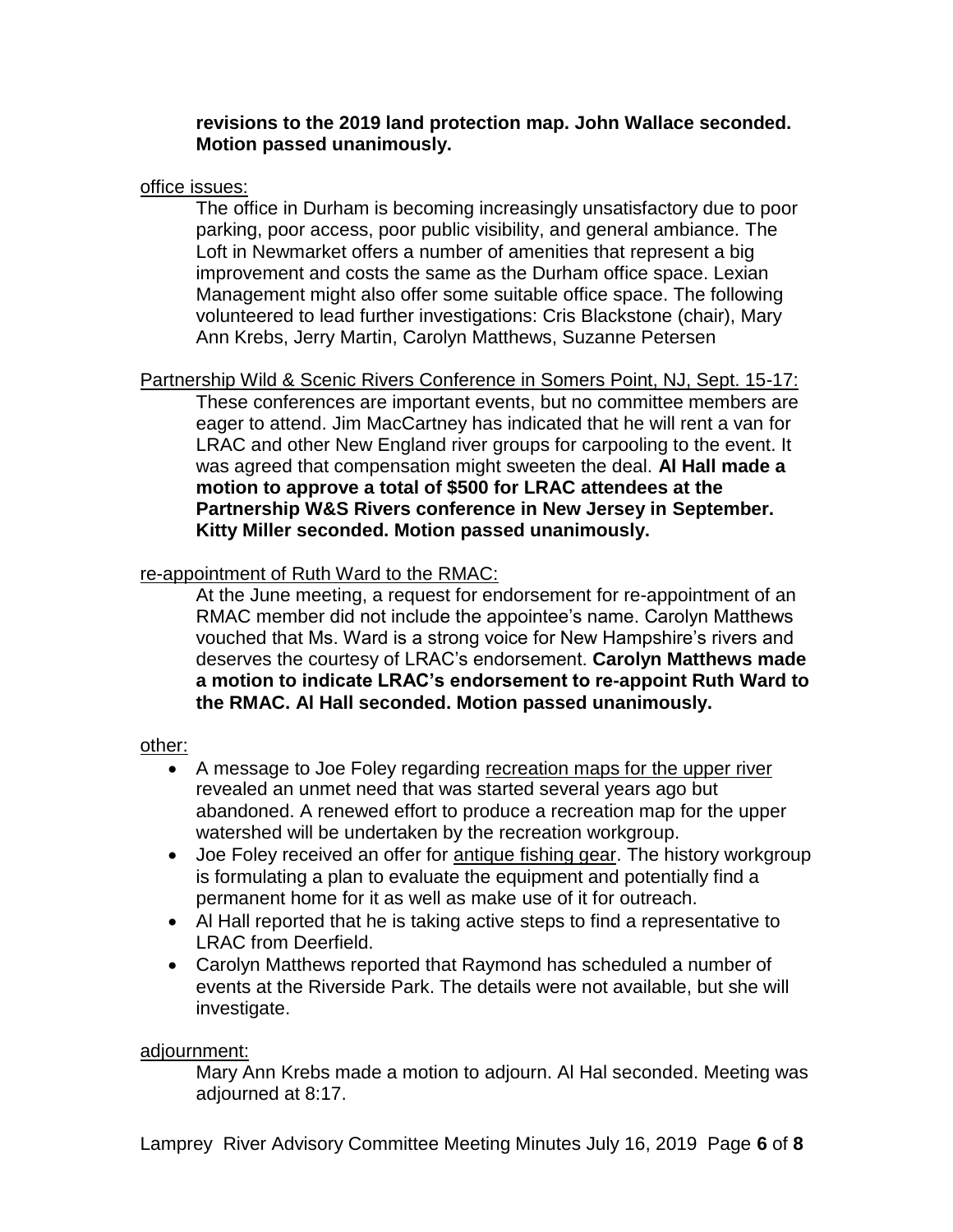**revisions to the 2019 land protection map. John Wallace seconded. Motion passed unanimously.**

office issues:

The office in Durham is becoming increasingly unsatisfactory due to poor parking, poor access, poor public visibility, and general ambiance. The Loft in Newmarket offers a number of amenities that represent a big improvement and costs the same as the Durham office space. Lexian Management might also offer some suitable office space. The following volunteered to lead further investigations: Cris Blackstone (chair), Mary Ann Krebs, Jerry Martin, Carolyn Matthews, Suzanne Petersen

Partnership Wild & Scenic Rivers Conference in Somers Point, NJ, Sept. 15-17:

These conferences are important events, but no committee members are eager to attend. Jim MacCartney has indicated that he will rent a van for LRAC and other New England river groups for carpooling to the event. It was agreed that compensation might sweeten the deal. **Al Hall made a motion to approve a total of $500 for LRAC attendees at the Partnership W&S Rivers conference in New Jersey in September. Kitty Miller seconded. Motion passed unanimously.**

re-appointment of Ruth Ward to the RMAC:

At the June meeting, a request for endorsement for re-appointment of an RMAC member did not include the appointee's name. Carolyn Matthews vouched that Ms. Ward is a strong voice for New Hampshire's rivers and deserves the courtesy of LRAC's endorsement. **Carolyn Matthews made a motion to indicate LRAC's endorsement to re-appoint Ruth Ward to the RMAC. Al Hall seconded. Motion passed unanimously.**

other:

- A message to Joe Foley regarding recreation maps for the upper river revealed an unmet need that was started several years ago but abandoned. A renewed effort to produce a recreation map for the upper watershed will be undertaken by the recreation workgroup.
- Joe Foley received an offer for antique fishing gear. The history workgroup is formulating a plan to evaluate the equipment and potentially find a permanent home for it as well as make use of it for outreach.
- Al Hall reported that he is taking active steps to find a representative to LRAC from Deerfield.
- Carolyn Matthews reported that Raymond has scheduled a number of events at the Riverside Park. The details were not available, but she will investigate.

adjournment:

Mary Ann Krebs made a motion to adjourn. Al Hal seconded. Meeting was adjourned at 8:17.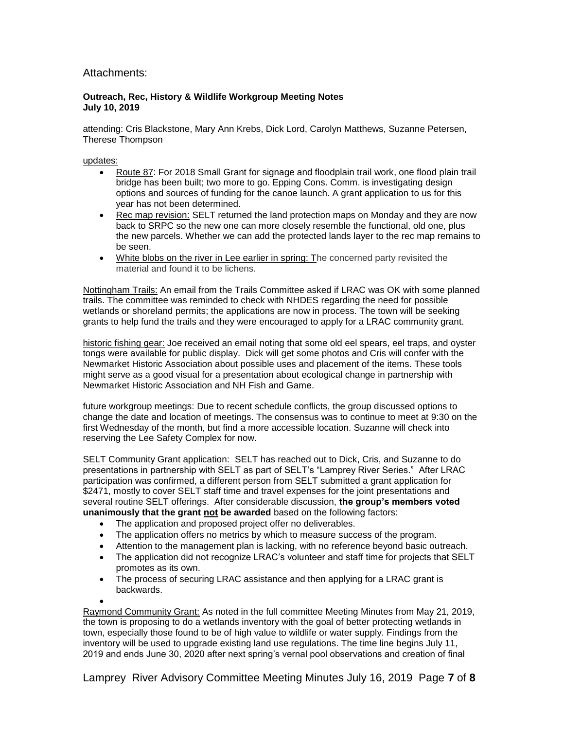## Attachments:

**Outreach, Rec, History & Wildlife Workgroup Meeting Notes**
**July 10, 2019**

attending: Cris Blackstone, Mary Ann Krebs, Dick Lord, Carolyn Matthews, Suzanne Petersen, Therese Thompson

updates:

- Route 87: For 2018 Small Grant for signage and floodplain trail work, one flood plain trail bridge has been built; two more to go. Epping Cons. Comm. is investigating design options and sources of funding for the canoe launch. A grant application to us for this year has not been determined.
- Rec map revision: SELT returned the land protection maps on Monday and they are now back to SRPC so the new one can more closely resemble the functional, old one, plus the new parcels. Whether we can add the protected lands layer to the rec map remains to be seen.
- White blobs on the river in Lee earlier in spring: The concerned party revisited the material and found it to be lichens.

Nottingham Trails: An email from the Trails Committee asked if LRAC was OK with some planned trails. The committee was reminded to check with NHDES regarding the need for possible wetlands or shoreland permits; the applications are now in process. The town will be seeking grants to help fund the trails and they were encouraged to apply for a LRAC community grant.

historic fishing gear: Joe received an email noting that some old eel spears, eel traps, and oyster tongs were available for public display. Dick will get some photos and Cris will confer with the Newmarket Historic Association about possible uses and placement of the items. These tools might serve as a good visual for a presentation about ecological change in partnership with Newmarket Historic Association and NH Fish and Game.

future workgroup meetings: Due to recent schedule conflicts, the group discussed options to change the date and location of meetings. The consensus was to continue to meet at 9:30 on the first Wednesday of the month, but find a more accessible location. Suzanne will check into reserving the Lee Safety Complex for now.

SELT Community Grant application: SELT has reached out to Dick, Cris, and Suzanne to do presentations in partnership with SELT as part of SELT's "Lamprey River Series." After LRAC participation was confirmed, a different person from SELT submitted a grant application for $2471, mostly to cover SELT staff time and travel expenses for the joint presentations and several routine SELT offerings. After considerable discussion, **the group's members voted unanimously that the grant not be awarded** based on the following factors:

- The application and proposed project offer no deliverables.
- The application offers no metrics by which to measure success of the program.
- Attention to the management plan is lacking, with no reference beyond basic outreach.
- The application did not recognize LRAC's volunteer and staff time for projects that SELT promotes as its own.
- The process of securing LRAC assistance and then applying for a LRAC grant is backwards.

Raymond Community Grant: As noted in the full committee Meeting Minutes from May 21, 2019, the town is proposing to do a wetlands inventory with the goal of better protecting wetlands in town, especially those found to be of high value to wildlife or water supply. Findings from the inventory will be used to upgrade existing land use regulations. The time line begins July 11, 2019 and ends June 30, 2020 after next spring's vernal pool observations and creation of final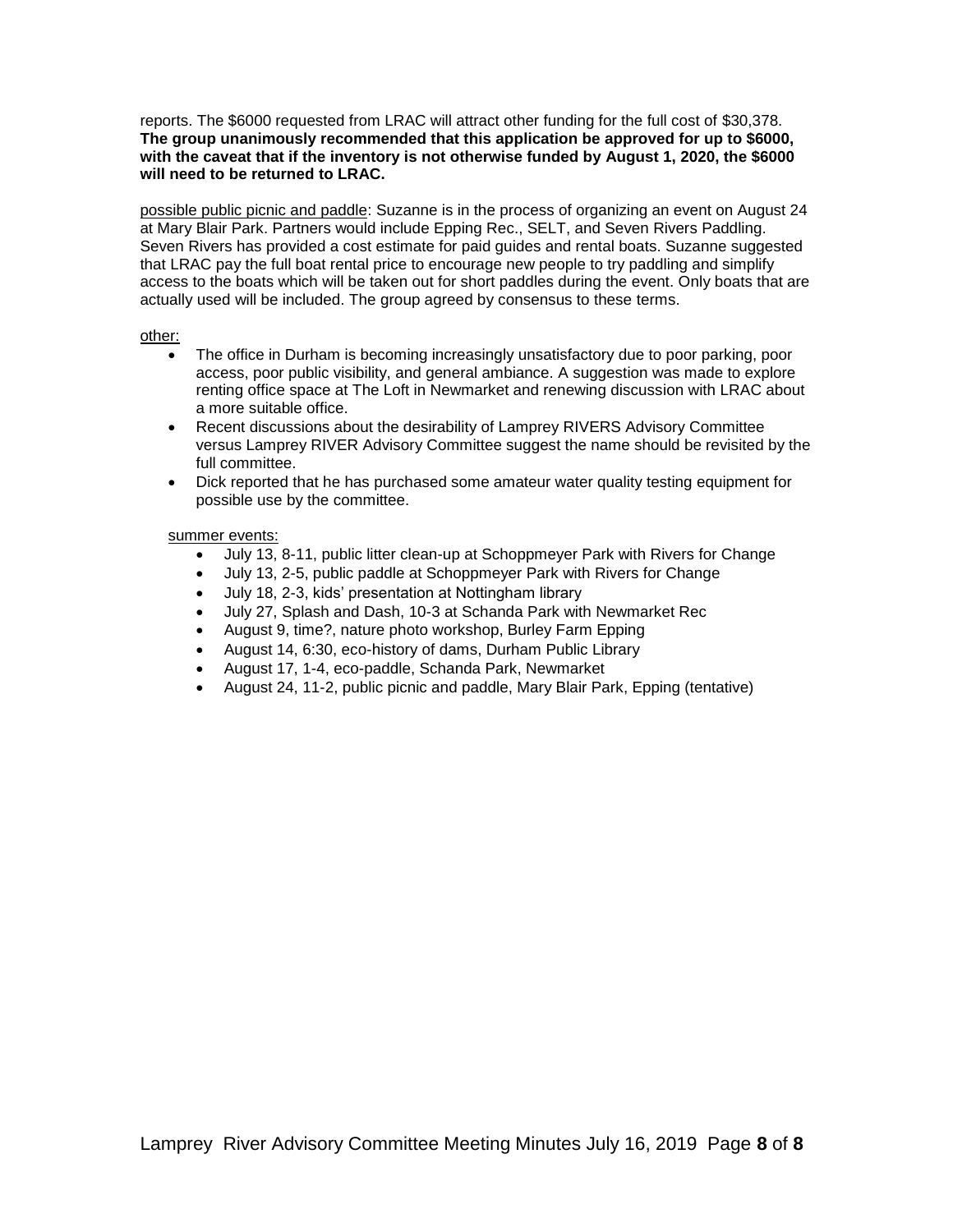reports. The $6000 requested from LRAC will attract other funding for the full cost of $30,378. **The group unanimously recommended that this application be approved for up to $6000, with the caveat that if the inventory is not otherwise funded by August 1, 2020, the $6000 will need to be returned to LRAC.**

<u>possible public picnic and paddle</u>: Suzanne is in the process of organizing an event on August 24 at Mary Blair Park. Partners would include Epping Rec., SELT, and Seven Rivers Paddling. Seven Rivers has provided a cost estimate for paid guides and rental boats. Suzanne suggested that LRAC pay the full boat rental price to encourage new people to try paddling and simplify access to the boats which will be taken out for short paddles during the event. Only boats that are actually used will be included. The group agreed by consensus to these terms.

<u>other:</u>

- The office in Durham is becoming increasingly unsatisfactory due to poor parking, poor access, poor public visibility, and general ambiance. A suggestion was made to explore renting office space at The Loft in Newmarket and renewing discussion with LRAC about a more suitable office.
- Recent discussions about the desirability of Lamprey RIVERS Advisory Committee versus Lamprey RIVER Advisory Committee suggest the name should be revisited by the full committee.
- Dick reported that he has purchased some amateur water quality testing equipment for possible use by the committee.

<u>summer events:</u>

- July 13, 8-11, public litter clean-up at Schoppmeyer Park with Rivers for Change
- July 13, 2-5, public paddle at Schoppmeyer Park with Rivers for Change
- July 18, 2-3, kids' presentation at Nottingham library
- July 27, Splash and Dash, 10-3 at Schanda Park with Newmarket Rec
- August 9, time?, nature photo workshop, Burley Farm Epping
- August 14, 6:30, eco-history of dams, Durham Public Library
- August 17, 1-4, eco-paddle, Schanda Park, Newmarket
- August 24, 11-2, public picnic and paddle, Mary Blair Park, Epping (tentative)